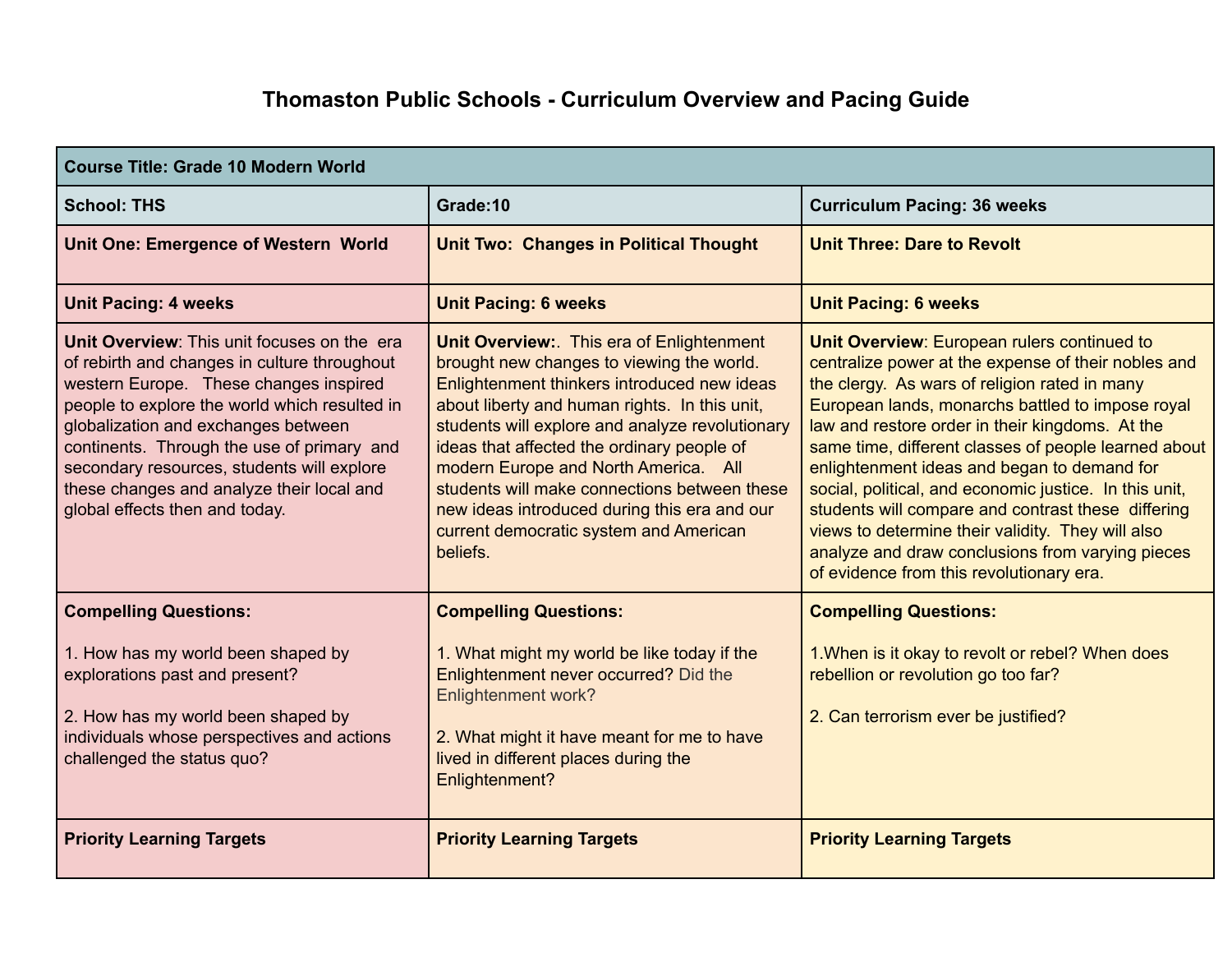# Thomaston Public Schools - Curriculum Overview and Pacing Guide

| **Course Title: Grade 10 Modern World** | | |
|---|---|---|
| **School: THS** | **Grade:10** | **Curriculum Pacing: 36 weeks** |
| **Unit One: Emergence of Western World** | **Unit Two: Changes in Political Thought** | **Unit Three: Dare to Revolt** |
| **Unit Pacing: 4 weeks** | **Unit Pacing: 6 weeks** | **Unit Pacing: 6 weeks** |
| **Unit Overview**: This unit focuses on the era of rebirth and changes in culture throughout western Europe. These changes inspired people to explore the world which resulted in globalization and exchanges between continents. Through the use of primary and secondary resources, students will explore these changes and analyze their local and global effects then and today. | **Unit Overview:**. This era of Enlightenment brought new changes to viewing the world. Enlightenment thinkers introduced new ideas about liberty and human rights. In this unit, students will explore and analyze revolutionary ideas that affected the ordinary people of modern Europe and North America. All students will make connections between these new ideas introduced during this era and our current democratic system and American beliefs. | **Unit Overview**: European rulers continued to centralize power at the expense of their nobles and the clergy. As wars of religion rated in many European lands, monarchs battled to impose royal law and restore order in their kingdoms. At the same time, different classes of people learned about enlightenment ideas and began to demand for social, political, and economic justice. In this unit, students will compare and contrast these differing views to determine their validity. They will also analyze and draw conclusions from varying pieces of evidence from this revolutionary era. |
| **Compelling Questions:**<br><br>1. How has my world been shaped by explorations past and present?<br><br>2. How has my world been shaped by individuals whose perspectives and actions challenged the status quo? | **Compelling Questions:**<br><br>1. What might my world be like today if the Enlightenment never occurred? Did the Enlightenment work?<br><br>2. What might it have meant for me to have lived in different places during the Enlightenment? | **Compelling Questions:**<br><br>1.When is it okay to revolt or rebel? When does rebellion or revolution go too far?<br><br>2. Can terrorism ever be justified? |
| **Priority Learning Targets** | **Priority Learning Targets** | **Priority Learning Targets** |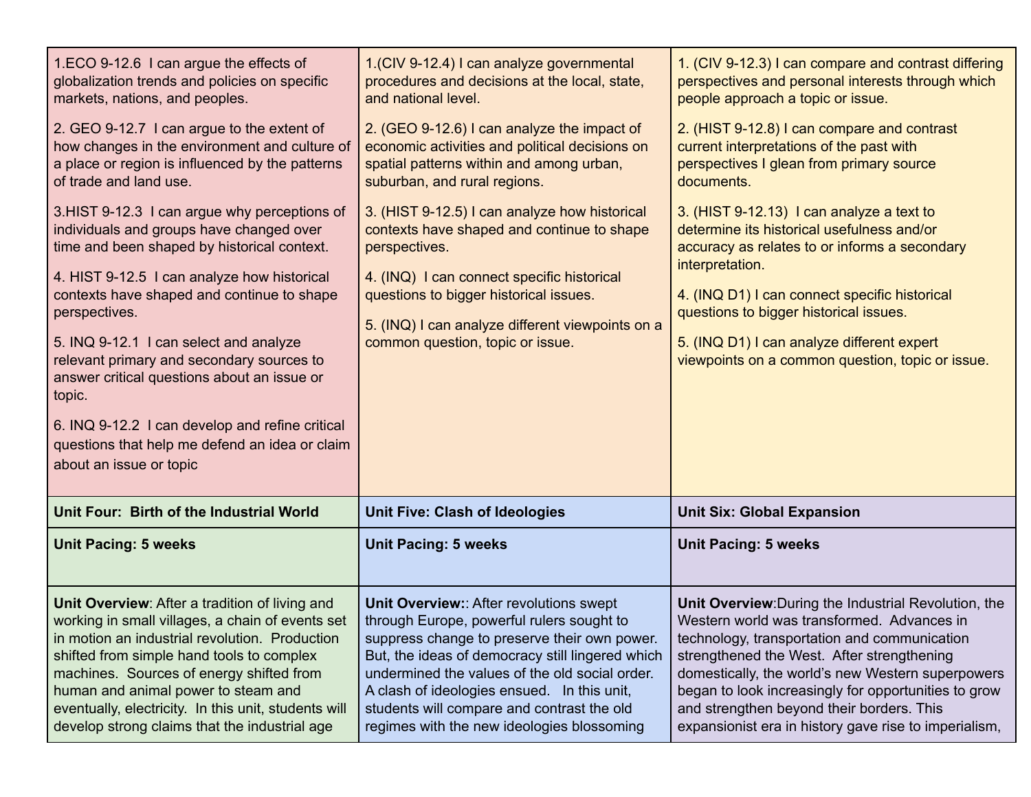| 1.ECO 9-12.6 I can argue the effects of globalization trends and policies on specific markets, nations, and peoples.<br><br>2. GEO 9-12.7 I can argue to the extent of how changes in the environment and culture of a place or region is influenced by the patterns of trade and land use.<br><br>3.HIST 9-12.3 I can argue why perceptions of individuals and groups have changed over time and been shaped by historical context.<br><br>4. HIST 9-12.5 I can analyze how historical contexts have shaped and continue to shape perspectives.<br><br>5. INQ 9-12.1 I can select and analyze relevant primary and secondary sources to answer critical questions about an issue or topic.<br><br>6. INQ 9-12.2 I can develop and refine critical questions that help me defend an idea or claim about an issue or topic | 1.(CIV 9-12.4) I can analyze governmental procedures and decisions at the local, state, and national level.<br><br>2. (GEO 9-12.6) I can analyze the impact of economic activities and political decisions on spatial patterns within and among urban, suburban, and rural regions.<br><br>3. (HIST 9-12.5) I can analyze how historical contexts have shaped and continue to shape perspectives.<br><br>4. (INQ) I can connect specific historical questions to bigger historical issues.<br><br>5. (INQ) I can analyze different viewpoints on a common question, topic or issue. | 1. (CIV 9-12.3) I can compare and contrast differing perspectives and personal interests through which people approach a topic or issue.<br><br>2. (HIST 9-12.8) I can compare and contrast current interpretations of the past with perspectives I glean from primary source documents.<br><br>3. (HIST 9-12.13) I can analyze a text to determine its historical usefulness and/or accuracy as relates to or informs a secondary interpretation.<br><br>4. (INQ D1) I can connect specific historical questions to bigger historical issues.<br><br>5. (INQ D1) I can analyze different expert viewpoints on a common question, topic or issue. |
|---|---|---|
| **Unit Four: Birth of the Industrial World** | **Unit Five: Clash of Ideologies** | **Unit Six: Global Expansion** |
| **Unit Pacing: 5 weeks** | **Unit Pacing: 5 weeks** | **Unit Pacing: 5 weeks** |
| **Unit Overview**: After a tradition of living and working in small villages, a chain of events set in motion an industrial revolution. Production shifted from simple hand tools to complex machines. Sources of energy shifted from human and animal power to steam and eventually, electricity. In this unit, students will develop strong claims that the industrial age | **Unit Overview:**: After revolutions swept through Europe, powerful rulers sought to suppress change to preserve their own power. But, the ideas of democracy still lingered which undermined the values of the old social order. A clash of ideologies ensued. In this unit, students will compare and contrast the old regimes with the new ideologies blossoming | **Unit Overview**:During the Industrial Revolution, the Western world was transformed. Advances in technology, transportation and communication strengthened the West. After strengthening domestically, the world's new Western superpowers began to look increasingly for opportunities to grow and strengthen beyond their borders. This expansionist era in history gave rise to imperialism, |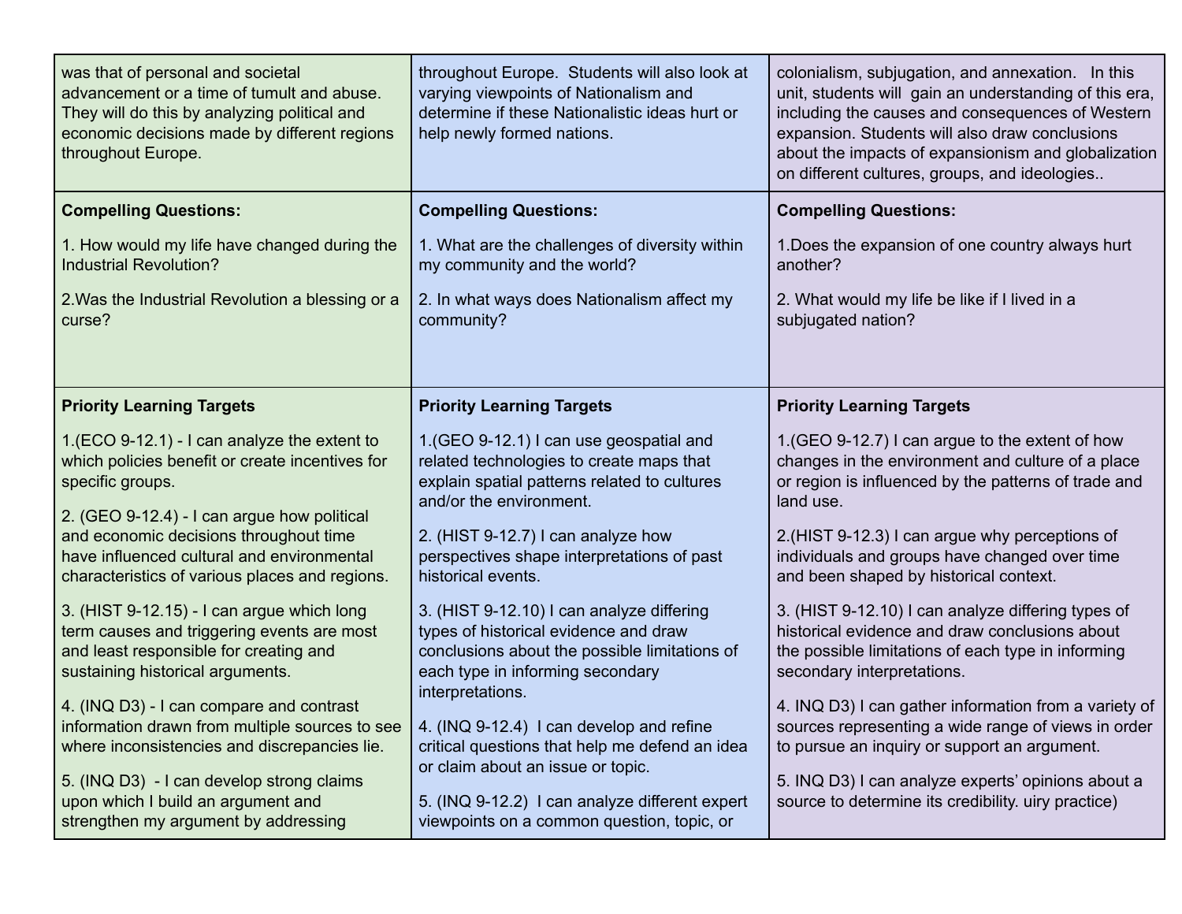| | | |
|---|---|---|
| was that of personal and societal advancement or a time of tumult and abuse. They will do this by analyzing political and economic decisions made by different regions throughout Europe. | throughout Europe. Students will also look at varying viewpoints of Nationalism and determine if these Nationalistic ideas hurt or help newly formed nations. | colonialism, subjugation, and annexation. In this unit, students will gain an understanding of this era, including the causes and consequences of Western expansion. Students will also draw conclusions about the impacts of expansionism and globalization on different cultures, groups, and ideologies.. |
| **Compelling Questions:**<br><br>1. How would my life have changed during the Industrial Revolution?<br><br>2.Was the Industrial Revolution a blessing or a curse? | **Compelling Questions:**<br><br>1. What are the challenges of diversity within my community and the world?<br><br>2. In what ways does Nationalism affect my community? | **Compelling Questions:**<br><br>1.Does the expansion of one country always hurt another?<br><br>2. What would my life be like if I lived in a subjugated nation? |
| **Priority Learning Targets**<br><br>1.(ECO 9-12.1) - I can analyze the extent to which policies benefit or create incentives for specific groups.<br><br>2. (GEO 9-12.4) - I can argue how political and economic decisions throughout time have influenced cultural and environmental characteristics of various places and regions.<br><br>3. (HIST 9-12.15) - I can argue which long term causes and triggering events are most and least responsible for creating and sustaining historical arguments.<br><br>4. (INQ D3) - I can compare and contrast information drawn from multiple sources to see where inconsistencies and discrepancies lie.<br><br>5. (INQ D3) - I can develop strong claims upon which I build an argument and strengthen my argument by addressing | **Priority Learning Targets**<br><br>1.(GEO 9-12.1) I can use geospatial and related technologies to create maps that explain spatial patterns related to cultures and/or the environment.<br><br>2. (HIST 9-12.7) I can analyze how perspectives shape interpretations of past historical events.<br><br>3. (HIST 9-12.10) I can analyze differing types of historical evidence and draw conclusions about the possible limitations of each type in informing secondary interpretations.<br><br>4. (INQ 9-12.4) I can develop and refine critical questions that help me defend an idea or claim about an issue or topic.<br><br>5. (INQ 9-12.2) I can analyze different expert viewpoints on a common question, topic, or | **Priority Learning Targets**<br><br>1.(GEO 9-12.7) I can argue to the extent of how changes in the environment and culture of a place or region is influenced by the patterns of trade and land use.<br><br>2.(HIST 9-12.3) I can argue why perceptions of individuals and groups have changed over time and been shaped by historical context.<br><br>3. (HIST 9-12.10) I can analyze differing types of historical evidence and draw conclusions about the possible limitations of each type in informing secondary interpretations.<br><br>4. INQ D3) I can gather information from a variety of sources representing a wide range of views in order to pursue an inquiry or support an argument.<br><br>5. INQ D3) I can analyze experts' opinions about a source to determine its credibility. uiry practice) |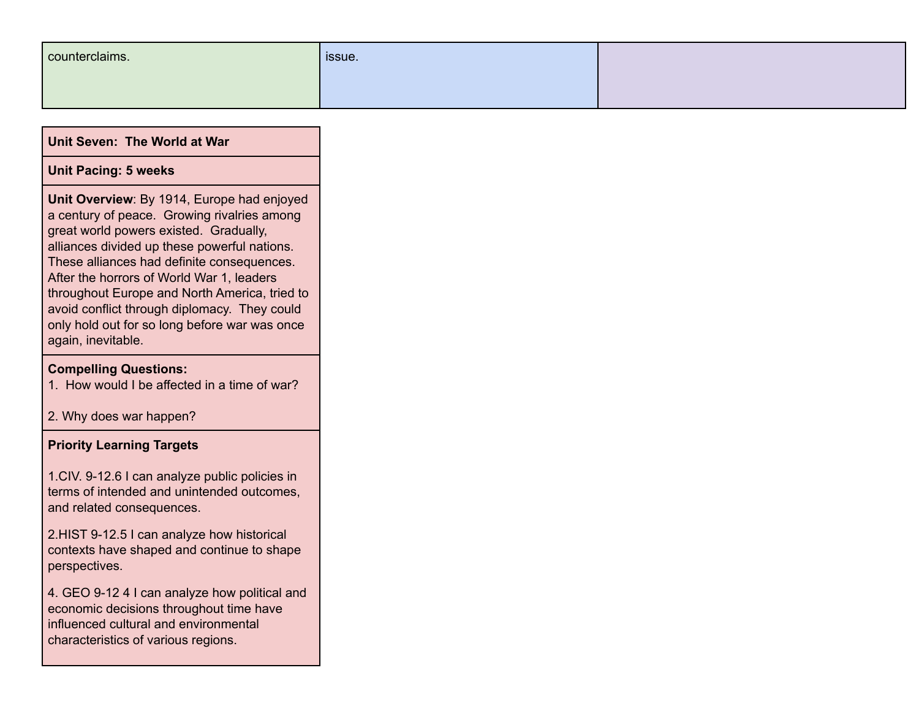| | | |
|---|---|---|
| counterclaims. | issue. | |

| **Unit Seven: The World at War** |
|---|
| **Unit Pacing: 5 weeks** |
| **Unit Overview**: By 1914, Europe had enjoyed a century of peace. Growing rivalries among great world powers existed. Gradually, alliances divided up these powerful nations. These alliances had definite consequences. After the horrors of World War 1, leaders throughout Europe and North America, tried to avoid conflict through diplomacy. They could only hold out for so long before war was once again, inevitable. |
| **Compelling Questions:**<br>1. How would I be affected in a time of war?<br><br>2. Why does war happen? |
| **Priority Learning Targets**<br><br>1.CIV. 9-12.6 I can analyze public policies in terms of intended and unintended outcomes, and related consequences.<br><br>2.HIST 9-12.5 I can analyze how historical contexts have shaped and continue to shape perspectives.<br><br>4. GEO 9-12 4 I can analyze how political and economic decisions throughout time have influenced cultural and environmental characteristics of various regions. |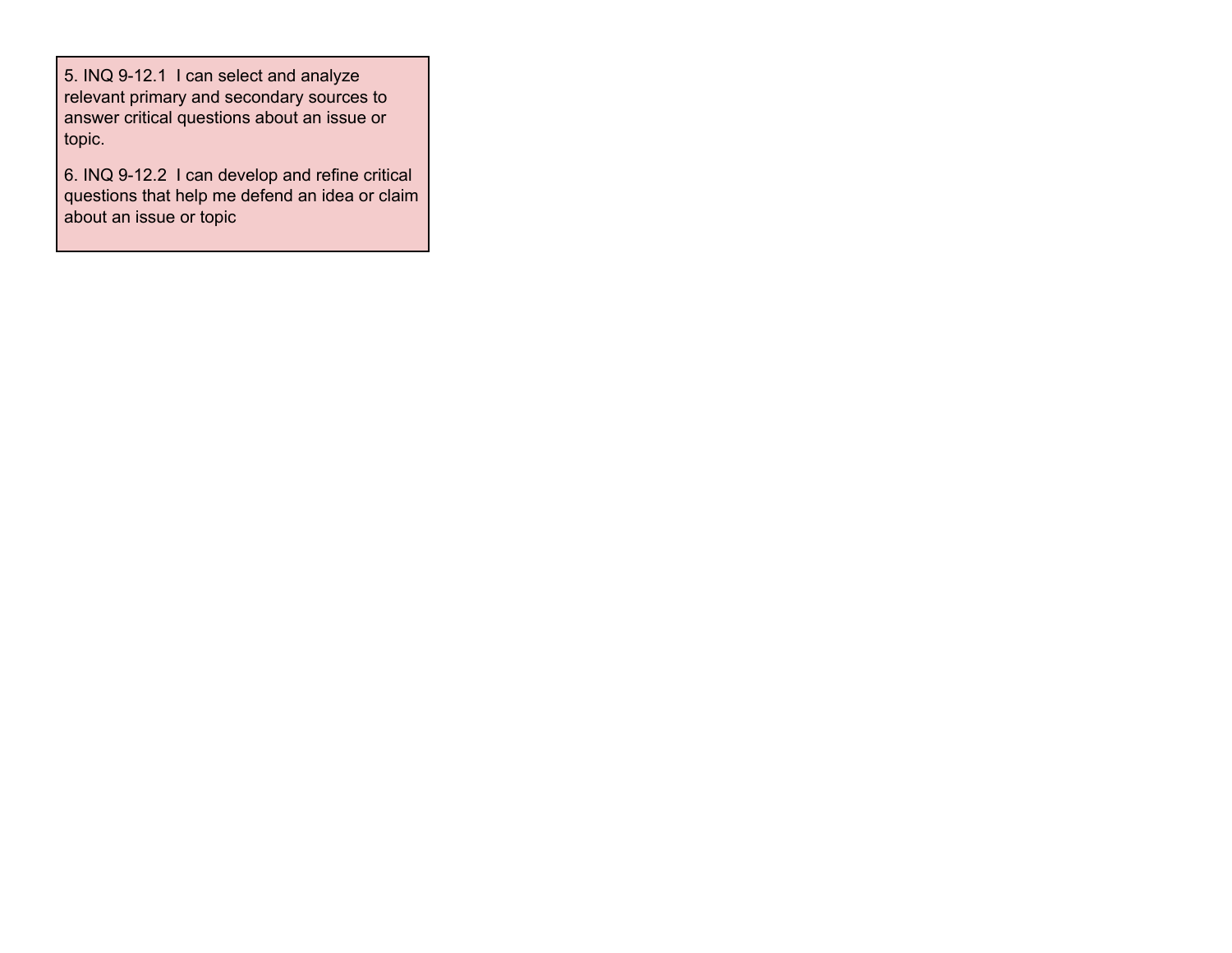5. INQ 9-12.1 I can select and analyze relevant primary and secondary sources to answer critical questions about an issue or topic.

6. INQ 9-12.2 I can develop and refine critical questions that help me defend an idea or claim about an issue or topic